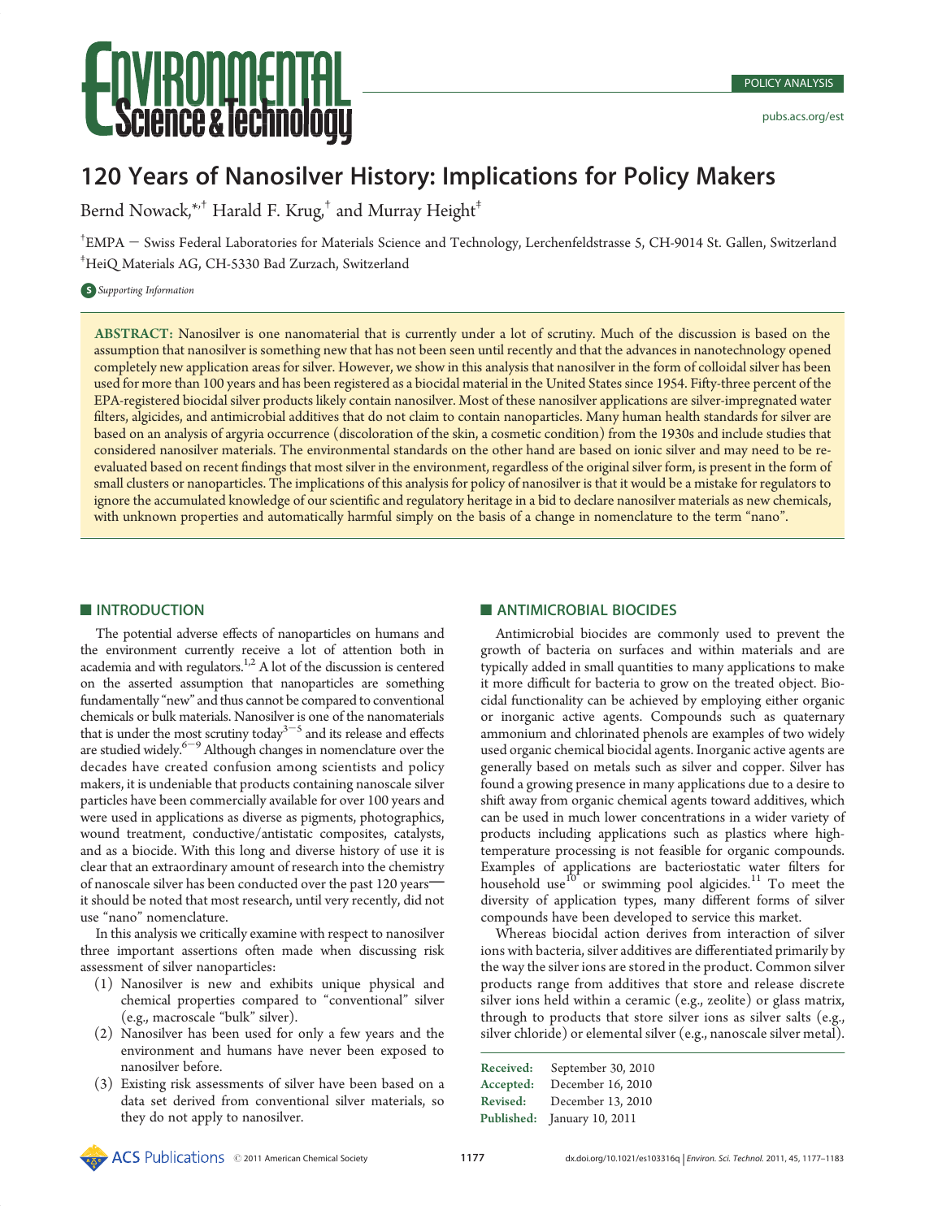# 120 Years of Nanosilver History: Implications for Policy Makers

Bernd Nowack,[*,†] Harald F. Krug,[†] and Murray Height[‡]

[†]EMPA — Swiss Federal Laboratories for Materials Science and Technology, Lerchenfeldstrasse 5, CH-9014 St. Gallen, Switzerland

[‡]HeiQ Materials AG, CH-5330 Bad Zurzach, Switzerland

*S* Supporting Information

**ABSTRACT:** Nanosilver is one nanomaterial that is currently under a lot of scrutiny. Much of the discussion is based on the assumption that nanosilver is something new that has not been seen until recently and that the advances in nanotechnology opened completely new application areas for silver. However, we show in this analysis that nanosilver in the form of colloidal silver has been used for more than 100 years and has been registered as a biocidal material in the United States since 1954. Fifty-three percent of the EPA-registered biocidal silver products likely contain nanosilver. Most of these nanosilver applications are silver-impregnated water filters, algicides, and antimicrobial additives that do not claim to contain nanoparticles. Many human health standards for silver are based on an analysis of argyria occurrence (discoloration of the skin, a cosmetic condition) from the 1930s and include studies that considered nanosilver materials. The environmental standards on the other hand are based on ionic silver and may need to be re-evaluated based on recent findings that most silver in the environment, regardless of the original silver form, is present in the form of small clusters or nanoparticles. The implications of this analysis for policy of nanosilver is that it would be a mistake for regulators to ignore the accumulated knowledge of our scientific and regulatory heritage in a bid to declare nanosilver materials as new chemicals, with unknown properties and automatically harmful simply on the basis of a change in nomenclature to the term "nano".

## INTRODUCTION

The potential adverse effects of nanoparticles on humans and the environment currently receive a lot of attention both in academia and with regulators.[1,2] A lot of the discussion is centered on the asserted assumption that nanoparticles are something fundamentally "new" and thus cannot be compared to conventional chemicals or bulk materials. Nanosilver is one of the nanomaterials that is under the most scrutiny today[3−5] and its release and effects are studied widely.[6−9] Although changes in nomenclature over the decades have created confusion among scientists and policy makers, it is undeniable that products containing nanoscale silver particles have been commercially available for over 100 years and were used in applications as diverse as pigments, photographics, wound treatment, conductive/antistatic composites, catalysts, and as a biocide. With this long and diverse history of use it is clear that an extraordinary amount of research into the chemistry of nanoscale silver has been conducted over the past 120 years—it should be noted that most research, until very recently, did not use "nano" nomenclature.

In this analysis we critically examine with respect to nanosilver three important assertions often made when discussing risk assessment of silver nanoparticles:

(1) Nanosilver is new and exhibits unique physical and chemical properties compared to "conventional" silver (e.g., macroscale "bulk" silver).
(2) Nanosilver has been used for only a few years and the environment and humans have never been exposed to nanosilver before.
(3) Existing risk assessments of silver have been based on a data set derived from conventional silver materials, so they do not apply to nanosilver.

## ANTIMICROBIAL BIOCIDES

Antimicrobial biocides are commonly used to prevent the growth of bacteria on surfaces and within materials and are typically added in small quantities to many applications to make it more difficult for bacteria to grow on the treated object. Biocidal functionality can be achieved by employing either organic or inorganic active agents. Compounds such as quaternary ammonium and chlorinated phenols are examples of two widely used organic chemical biocidal agents. Inorganic active agents are generally based on metals such as silver and copper. Silver has found a growing presence in many applications due to a desire to shift away from organic chemical agents toward additives, which can be used in much lower concentrations in a wider variety of products including applications such as plastics where high-temperature processing is not feasible for organic compounds. Examples of applications are bacteriostatic water filters for household use[10] or swimming pool algicides.[11] To meet the diversity of application types, many different forms of silver compounds have been developed to service this market.

Whereas biocidal action derives from interaction of silver ions with bacteria, silver additives are differentiated primarily by the way the silver ions are stored in the product. Common silver products range from additives that store and release discrete silver ions held within a ceramic (e.g., zeolite) or glass matrix, through to products that store silver ions as silver salts (e.g., silver chloride) or elemental silver (e.g., nanoscale silver metal).

**Received:** September 30, 2010
**Accepted:** December 16, 2010
**Revised:** December 13, 2010
**Published:** January 10, 2011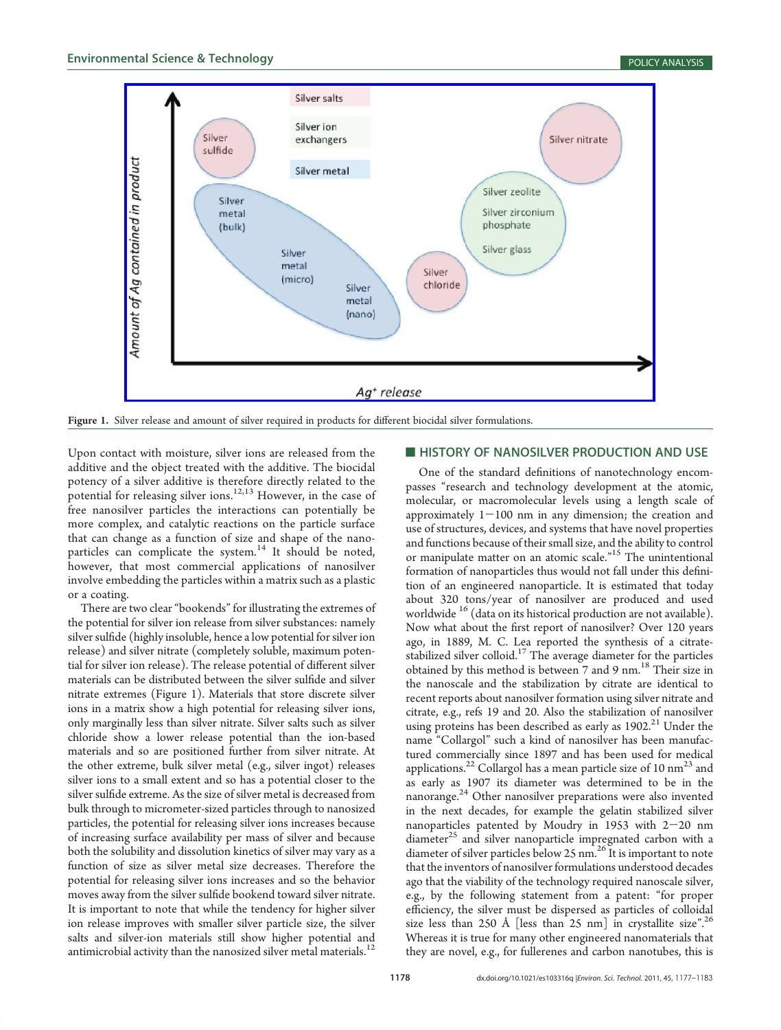Silver salts

Silver ion exchangers

Silver metal

Silver sulfide

Silver nitrate

Silver metal (bulk)

Silver metal (micro)

Silver metal (nano)

Silver zeolite

Silver zirconium phosphate

Silver glass

Silver chloride

Amount of Ag contained in product

$Ag^+$ release

**Figure 1.** Silver release and amount of silver required in products for different biocidal silver formulations.

Upon contact with moisture, silver ions are released from the additive and the object treated with the additive. The biocidal potency of a silver additive is therefore directly related to the potential for releasing silver ions.[12,13] However, in the case of free nanosilver particles the interactions can potentially be more complex, and catalytic reactions on the particle surface that can change as a function of size and shape of the nanoparticles can complicate the system.[14] It should be noted, however, that most commercial applications of nanosilver involve embedding the particles within a matrix such as a plastic or a coating.

There are two clear "bookends" for illustrating the extremes of the potential for silver ion release from silver substances: namely silver sulfide (highly insoluble, hence a low potential for silver ion release) and silver nitrate (completely soluble, maximum potential for silver ion release). The release potential of different silver materials can be distributed between the silver sulfide and silver nitrate extremes (Figure 1). Materials that store discrete silver ions in a matrix show a high potential for releasing silver ions, only marginally less than silver nitrate. Silver salts such as silver chloride show a lower release potential than the ion-based materials and so are positioned further from silver nitrate. At the other extreme, bulk silver metal (e.g., silver ingot) releases silver ions to a small extent and so has a potential closer to the silver sulfide extreme. As the size of silver metal is decreased from bulk through to micrometer-sized particles through to nanosized particles, the potential for releasing silver ions increases because of increasing surface availability per mass of silver and because both the solubility and dissolution kinetics of silver may vary as a function of size as silver metal size decreases. Therefore the potential for releasing silver ions increases and so the behavior moves away from the silver sulfide bookend toward silver nitrate. It is important to note that while the tendency for higher silver ion release improves with smaller silver particle size, the silver salts and silver-ion materials still show higher potential and antimicrobial activity than the nanosized silver metal materials.[12]

## HISTORY OF NANOSILVER PRODUCTION AND USE

One of the standard definitions of nanotechnology encompasses "research and technology development at the atomic, molecular, or macromolecular levels using a length scale of approximately 1−100 nm in any dimension; the creation and use of structures, devices, and systems that have novel properties and functions because of their small size, and the ability to control or manipulate matter on an atomic scale."[15] The unintentional formation of nanoparticles thus would not fall under this definition of an engineered nanoparticle. It is estimated that today about 320 tons/year of nanosilver are produced and used worldwide [16] (data on its historical production are not available). Now what about the first report of nanosilver? Over 120 years ago, in 1889, M. C. Lea reported the synthesis of a citrate-stabilized silver colloid.[17] The average diameter for the particles obtained by this method is between 7 and 9 nm.[18] Their size in the nanoscale and the stabilization by citrate are identical to recent reports about nanosilver formation using silver nitrate and citrate, e.g., refs 19 and 20. Also the stabilization of nanosilver using proteins has been described as early as 1902.[21] Under the name "Collargol" such a kind of nanosilver has been manufactured commercially since 1897 and has been used for medical applications.[22] Collargol has a mean particle size of 10 nm[23] and as early as 1907 its diameter was determined to be in the nanorange.[24] Other nanosilver preparations were also invented in the next decades, for example the gelatin stabilized silver nanoparticles patented by Moudry in 1953 with 2−20 nm diameter[25] and silver nanoparticle impregnated carbon with a diameter of silver particles below 25 nm.[26] It is important to note that the inventors of nanosilver formulations understood decades ago that the viability of the technology required nanoscale silver, e.g., by the following statement from a patent: "for proper efficiency, the silver must be dispersed as particles of colloidal size less than 250 Å [less than 25 nm] in crystallite size".[26] Whereas it is true for many other engineered nanomaterials that they are novel, e.g., for fullerenes and carbon nanotubes, this is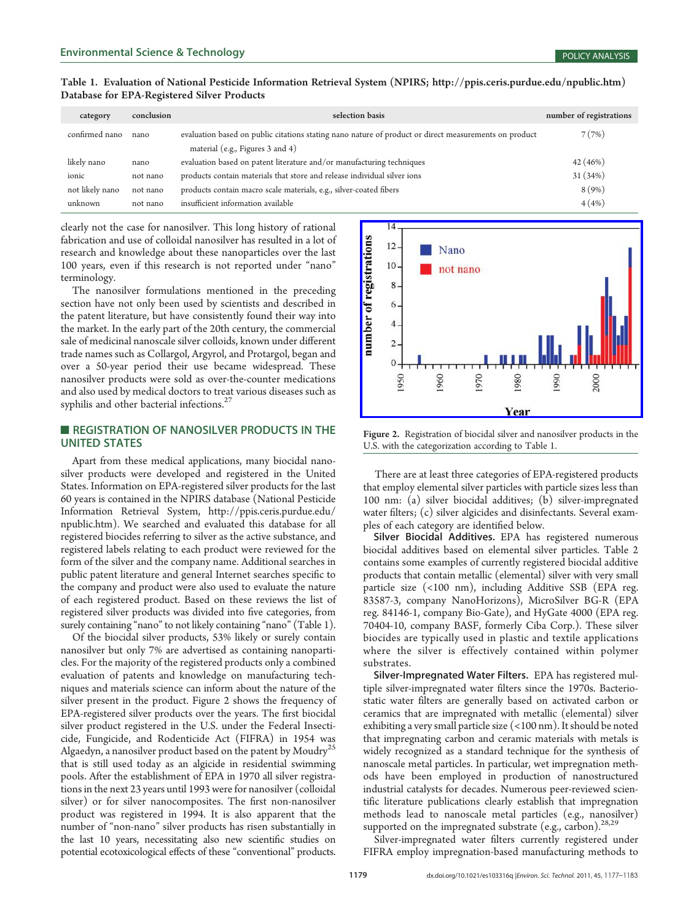**Table 1. Evaluation of National Pesticide Information Retrieval System (NPIRS; http://ppis.ceris.purdue.edu/npublic.htm) Database for EPA-Registered Silver Products**

| category | conclusion | selection basis | number of registrations |
|---|---|---|---|
| confirmed nano | nano | evaluation based on public citations stating nano nature of product or direct measurements on product material (e.g., Figures 3 and 4) | 7 (7%) |
| likely nano | nano | evaluation based on patent literature and/or manufacturing techniques | 42 (46%) |
| ionic | not nano | products contain materials that store and release individual silver ions | 31 (34%) |
| not likely nano | not nano | products contain macro scale materials, e.g., silver-coated fibers | 8 (9%) |
| unknown | not nano | insufficient information available | 4 (4%) |

clearly not the case for nanosilver. This long history of rational fabrication and use of colloidal nanosilver has resulted in a lot of research and knowledge about these nanoparticles over the last 100 years, even if this research is not reported under "nano" terminology.

The nanosilver formulations mentioned in the preceding section have not only been used by scientists and described in the patent literature, but have consistently found their way into the market. In the early part of the 20th century, the commercial sale of medicinal nanoscale silver colloids, known under different trade names such as Collargol, Argyrol, and Protargol, began and over a 50-year period their use became widespread. These nanosilver products were sold as over-the-counter medications and also used by medical doctors to treat various diseases such as syphilis and other bacterial infections.[27]

## REGISTRATION OF NANOSILVER PRODUCTS IN THE UNITED STATES

Apart from these medical applications, many biocidal nanosilver products were developed and registered in the United States. Information on EPA-registered silver products for the last 60 years is contained in the NPIRS database (National Pesticide Information Retrieval System, http://ppis.ceris.purdue.edu/npublic.htm). We searched and evaluated this database for all registered biocides referring to silver as the active substance, and registered labels relating to each product were reviewed for the form of the silver and the company name. Additional searches in public patent literature and general Internet searches specific to the company and product were also used to evaluate the nature of each registered product. Based on these reviews the list of registered silver products was divided into five categories, from surely containing "nano" to not likely containing "nano" (Table 1).

Of the biocidal silver products, 53% likely or surely contain nanosilver but only 7% are advertised as containing nanoparticles. For the majority of the registered products only a combined evaluation of patents and knowledge on manufacturing techniques and materials science can inform about the nature of the silver present in the product. Figure 2 shows the frequency of EPA-registered silver products over the years. The first biocidal silver product registered in the U.S. under the Federal Insecticide, Fungicide, and Rodenticide Act (FIFRA) in 1954 was Algaedyn, a nanosilver product based on the patent by Moudry[25] that is still used today as an algicide in residential swimming pools. After the establishment of EPA in 1970 all silver registrations in the next 23 years until 1993 were for nanosilver (colloidal silver) or for silver nanocomposites. The first non-nanosilver product was registered in 1994. It is also apparent that the number of "non-nano" silver products has risen substantially in the last 10 years, necessitating also new scientific studies on potential ecotoxicological effects of these "conventional" products.

Figure 2. Registration of biocidal silver and nanosilver products in the U.S. with the categorization according to Table 1.

There are at least three categories of EPA-registered products that employ elemental silver particles with particle sizes less than 100 nm: (a) silver biocidal additives; (b) silver-impregnated water filters; (c) silver algicides and disinfectants. Several examples of each category are identified below.

**Silver Biocidal Additives.** EPA has registered numerous biocidal additives based on elemental silver particles. Table 2 contains some examples of currently registered biocidal additive products that contain metallic (elemental) silver with very small particle size (<100 nm), including Additive SSB (EPA reg. 83587-3, company NanoHorizons), MicroSilver BG-R (EPA reg. 84146-1, company Bio-Gate), and HyGate 4000 (EPA reg. 70404-10, company BASF, formerly Ciba Corp.). These silver biocides are typically used in plastic and textile applications where the silver is effectively contained within polymer substrates.

**Silver-Impregnated Water Filters.** EPA has registered multiple silver-impregnated water filters since the 1970s. Bacteriostatic water filters are generally based on activated carbon or ceramics that are impregnated with metallic (elemental) silver exhibiting a very small particle size (<100 nm). It should be noted that impregnating carbon and ceramic materials with metals is widely recognized as a standard technique for the synthesis of nanoscale metal particles. In particular, wet impregnation methods have been employed in production of nanostructured industrial catalysts for decades. Numerous peer-reviewed scientific literature publications clearly establish that impregnation methods lead to nanoscale metal particles (e.g., nanosilver) supported on the impregnated substrate (e.g., carbon).[28,29]

Silver-impregnated water filters currently registered under FIFRA employ impregnation-based manufacturing methods to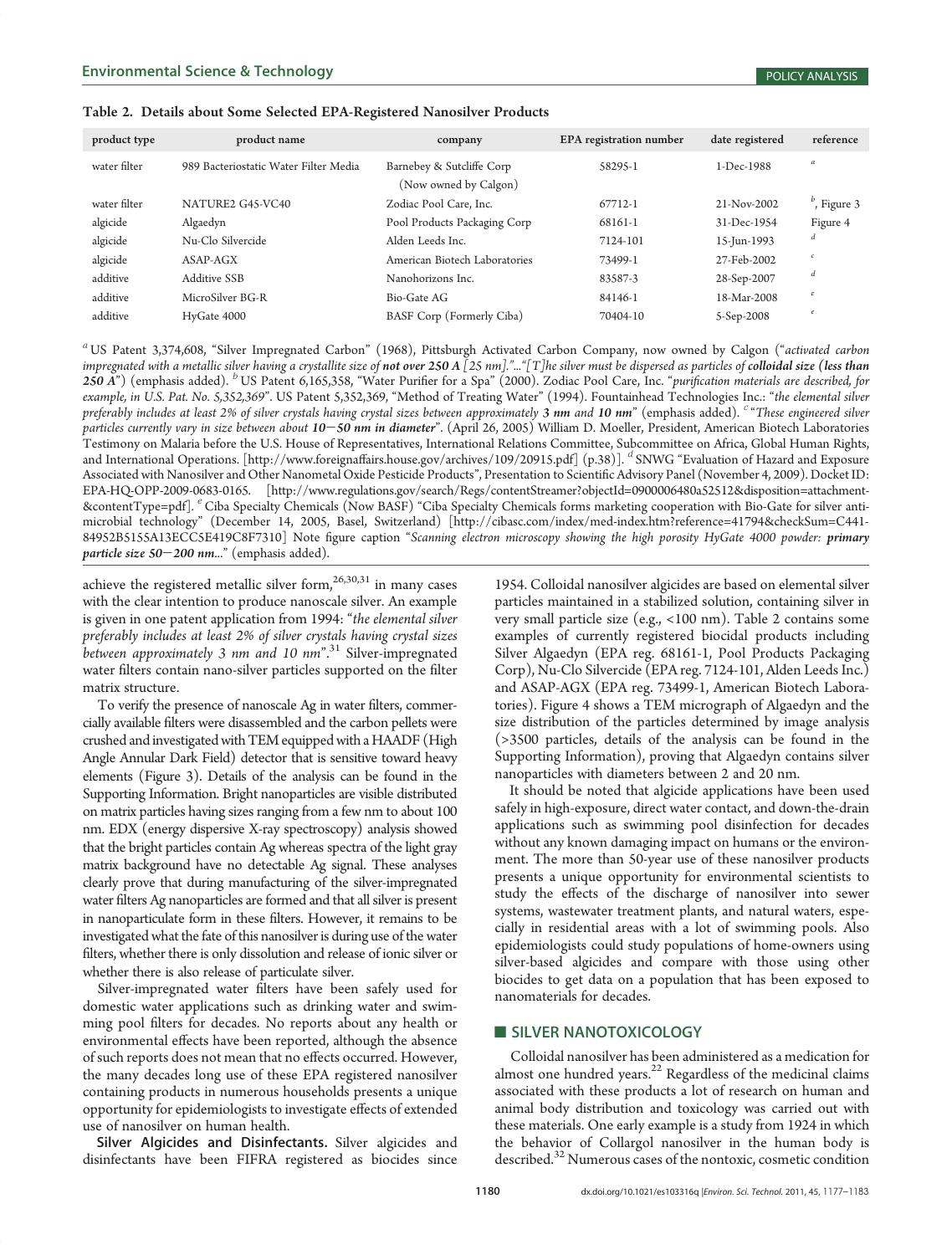Table 2. Details about Some Selected EPA-Registered Nanosilver Products

| product type | product name | company | EPA registration number | date registered | reference |
| --- | --- | --- | --- | --- | --- |
| water filter | 989 Bacteriostatic Water Filter Media | Barnebey & Sutcliffe Corp (Now owned by Calgon) | 58295-1 | 1-Dec-1988 | [a] |
| water filter | NATURE2 G45-VC40 | Zodiac Pool Care, Inc. | 67712-1 | 21-Nov-2002 | [b], Figure 3 |
| algicide | Algaedyn | Pool Products Packaging Corp | 68161-1 | 31-Dec-1954 | Figure 4 |
| algicide | Nu-Clo Silvercide | Alden Leeds Inc. | 7124-101 | 15-Jun-1993 | [d] |
| algicide | ASAP-AGX | American Biotech Laboratories | 73499-1 | 27-Feb-2002 | [c] |
| additive | Additive SSB | Nanohorizons Inc. | 83587-3 | 28-Sep-2007 | [d] |
| additive | MicroSilver BG-R | Bio-Gate AG | 84146-1 | 18-Mar-2008 | [e] |
| additive | HyGate 4000 | BASF Corp (Formerly Ciba) | 70404-10 | 5-Sep-2008 | [e] |

[a] US Patent 3,374,608, "Silver Impregnated Carbon" (1968), Pittsburgh Activated Carbon Company, now owned by Calgon ("*activated carbon impregnated with a metallic silver having a crystallite size of* ***not over 250 A*** *[25 nm].*"..."*[T]he silver must be dispersed as particles of* ***colloidal size (less than 250 Å***") (emphasis added). [b] US Patent 6,165,358, "Water Purifier for a Spa" (2000). Zodiac Pool Care, Inc. "*purification materials are described, for example, in U.S. Pat. No. 5,352,369*". US Patent 5,352,369, "Method of Treating Water" (1994). Fountainhead Technologies Inc.: "*the elemental silver preferably includes at least 2% of silver crystals having crystal sizes between approximately* ***3 nm*** *and* ***10 nm***" (emphasis added). [c] "*These engineered silver particles currently vary in size between about* ***10−50 nm in diameter***". (April 26, 2005) William D. Moeller, President, American Biotech Laboratories Testimony on Malaria before the U.S. House of Representatives, International Relations Committee, Subcommittee on Africa, Global Human Rights, and International Operations. [http://www.foreignaffairs.house.gov/archives/109/20915.pdf] (p.38)]. [d] SNWG "Evaluation of Hazard and Exposure Associated with Nanosilver and Other Nanometal Oxide Pesticide Products", Presentation to Scientific Advisory Panel (November 4, 2009). Docket ID: EPA-HQ-OPP-2009-0683-0165. [http://www.regulations.gov/search/Regs/contentStreamer?objectId=0900006480a52512&disposition=attachment-&contentType=pdf]. [e] Ciba Specialty Chemicals (Now BASF) "Ciba Specialty Chemicals forms marketing cooperation with Bio-Gate for silver antimicrobial technology" (December 14, 2005, Basel, Switzerland) [http://cibasc.com/index/med-index.htm?reference=41794&checkSum=C441-84952B5155A13ECC5E419C8F7310] Note figure caption "*Scanning electron microscopy showing the high porosity HyGate 4000 powder:* ***primary particle size 50−200 nm***..." (emphasis added).

achieve the registered metallic silver form,[26,30,31] in many cases with the clear intention to produce nanoscale silver. An example is given in one patent application from 1994: "*the elemental silver preferably includes at least 2% of silver crystals having crystal sizes between approximately 3 nm and 10 nm*".[31] Silver-impregnated water filters contain nano-silver particles supported on the filter matrix structure.

To verify the presence of nanoscale Ag in water filters, commercially available filters were disassembled and the carbon pellets were crushed and investigated with TEM equipped with a HAADF (High Angle Annular Dark Field) detector that is sensitive toward heavy elements (Figure 3). Details of the analysis can be found in the Supporting Information. Bright nanoparticles are visible distributed on matrix particles having sizes ranging from a few nm to about 100 nm. EDX (energy dispersive X-ray spectroscopy) analysis showed that the bright particles contain Ag whereas spectra of the light gray matrix background have no detectable Ag signal. These analyses clearly prove that during manufacturing of the silver-impregnated water filters Ag nanoparticles are formed and that all silver is present in nanoparticulate form in these filters. However, it remains to be investigated what the fate of this nanosilver is during use of the water filters, whether there is only dissolution and release of ionic silver or whether there is also release of particulate silver.

Silver-impregnated water filters have been safely used for domestic water applications such as drinking water and swimming pool filters for decades. No reports about any health or environmental effects have been reported, although the absence of such reports does not mean that no effects occurred. However, the many decades long use of these EPA registered nanosilver containing products in numerous households presents a unique opportunity for epidemiologists to investigate effects of extended use of nanosilver on human health.

**Silver Algicides and Disinfectants.** Silver algicides and disinfectants have been FIFRA registered as biocides since 1954. Colloidal nanosilver algicides are based on elemental silver particles maintained in a stabilized solution, containing silver in very small particle size (e.g., <100 nm). Table 2 contains some examples of currently registered biocidal products including Silver Algaedyn (EPA reg. 68161-1, Pool Products Packaging Corp), Nu-Clo Silvercide (EPA reg. 7124-101, Alden Leeds Inc.) and ASAP-AGX (EPA reg. 73499-1, American Biotech Laboratories). Figure 4 shows a TEM micrograph of Algaedyn and the size distribution of the particles determined by image analysis (>3500 particles, details of the analysis can be found in the Supporting Information), proving that Algaedyn contains silver nanoparticles with diameters between 2 and 20 nm.

It should be noted that algicide applications have been used safely in high-exposure, direct water contact, and down-the-drain applications such as swimming pool disinfection for decades without any known damaging impact on humans or the environment. The more than 50-year use of these nanosilver products presents a unique opportunity for environmental scientists to study the effects of the discharge of nanosilver into sewer systems, wastewater treatment plants, and natural waters, especially in residential areas with a lot of swimming pools. Also epidemiologists could study populations of home-owners using silver-based algicides and compare with those using other biocides to get data on a population that has been exposed to nanomaterials for decades.

## SILVER NANOTOXICOLOGY

Colloidal nanosilver has been administered as a medication for almost one hundred years.[22] Regardless of the medicinal claims associated with these products a lot of research on human and animal body distribution and toxicology was carried out with these materials. One early example is a study from 1924 in which the behavior of Collargol nanosilver in the human body is described.[32] Numerous cases of the nontoxic, cosmetic condition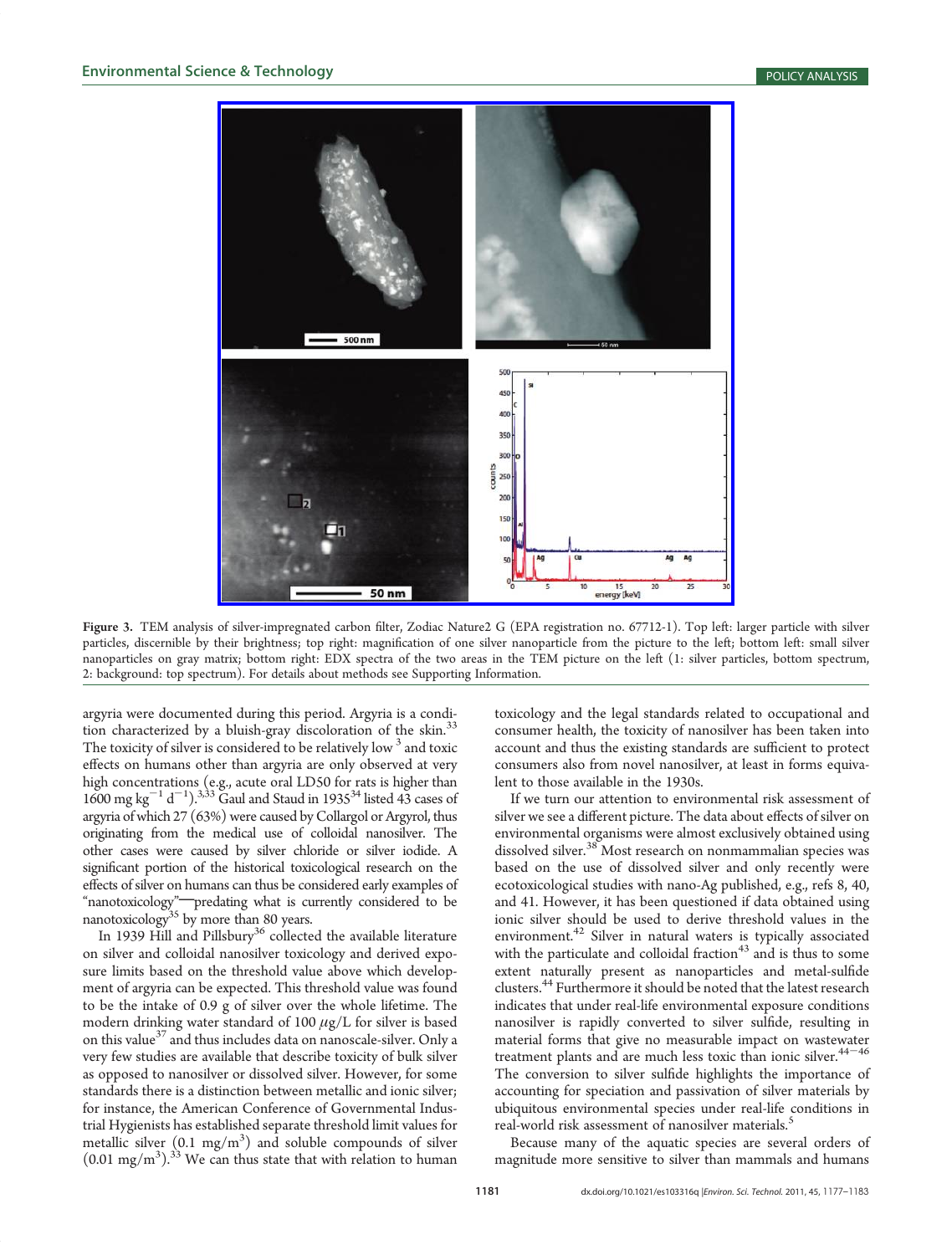Figure 3. TEM analysis of silver-impregnated carbon filter, Zodiac Nature2 G (EPA registration no. 67712-1). Top left: larger particle with silver particles, discernible by their brightness; top right: magnification of one silver nanoparticle from the picture to the left; bottom left: small silver nanoparticles on gray matrix; bottom right: EDX spectra of the two areas in the TEM picture on the left (1: silver particles, bottom spectrum, 2: background: top spectrum). For details about methods see Supporting Information.

argyria were documented during this period. Argyria is a condition characterized by a bluish-gray discoloration of the skin.[33] The toxicity of silver is considered to be relatively low [3] and toxic effects on humans other than argyria are only observed at very high concentrations (e.g., acute oral LD50 for rats is higher than 1600 mg $kg^{-1}$ $d^{-1}$).[3,33] Gaul and Staud in 1935[34] listed 43 cases of argyria of which 27 (63%) were caused by Collargol or Argyrol, thus originating from the medical use of colloidal nanosilver. The other cases were caused by silver chloride or silver iodide. A significant portion of the historical toxicological research on the effects of silver on humans can thus be considered early examples of "nanotoxicology"—predating what is currently considered to be nanotoxicology[35] by more than 80 years.

In 1939 Hill and Pillsbury[36] collected the available literature on silver and colloidal nanosilver toxicology and derived exposure limits based on the threshold value above which development of argyria can be expected. This threshold value was found to be the intake of 0.9 g of silver over the whole lifetime. The modern drinking water standard of 100 $\mu$g/L for silver is based on this value[37] and thus includes data on nanoscale-silver. Only a very few studies are available that describe toxicity of bulk silver as opposed to nanosilver or dissolved silver. However, for some standards there is a distinction between metallic and ionic silver; for instance, the American Conference of Governmental Industrial Hygienists has established separate threshold limit values for metallic silver (0.1 $mg/m^3$) and soluble compounds of silver (0.01 $mg/m^3$).[33] We can thus state that with relation to human toxicology and the legal standards related to occupational and consumer health, the toxicity of nanosilver has been taken into account and thus the existing standards are sufficient to protect consumers also from novel nanosilver, at least in forms equivalent to those available in the 1930s.

If we turn our attention to environmental risk assessment of silver we see a different picture. The data about effects of silver on environmental organisms were almost exclusively obtained using dissolved silver.[38] Most research on nonmammalian species was based on the use of dissolved silver and only recently were ecotoxicological studies with nano-Ag published, e.g., refs 8, 40, and 41. However, it has been questioned if data obtained using ionic silver should be used to derive threshold values in the environment.[42] Silver in natural waters is typically associated with the particulate and colloidal fraction[43] and is thus to some extent naturally present as nanoparticles and metal-sulfide clusters.[44] Furthermore it should be noted that the latest research indicates that under real-life environmental exposure conditions nanosilver is rapidly converted to silver sulfide, resulting in material forms that give no measurable impact on wastewater treatment plants and are much less toxic than ionic silver.[44−46] The conversion to silver sulfide highlights the importance of accounting for speciation and passivation of silver materials by ubiquitous environmental species under real-life conditions in real-world risk assessment of nanosilver materials.[5]

Because many of the aquatic species are several orders of magnitude more sensitive to silver than mammals and humans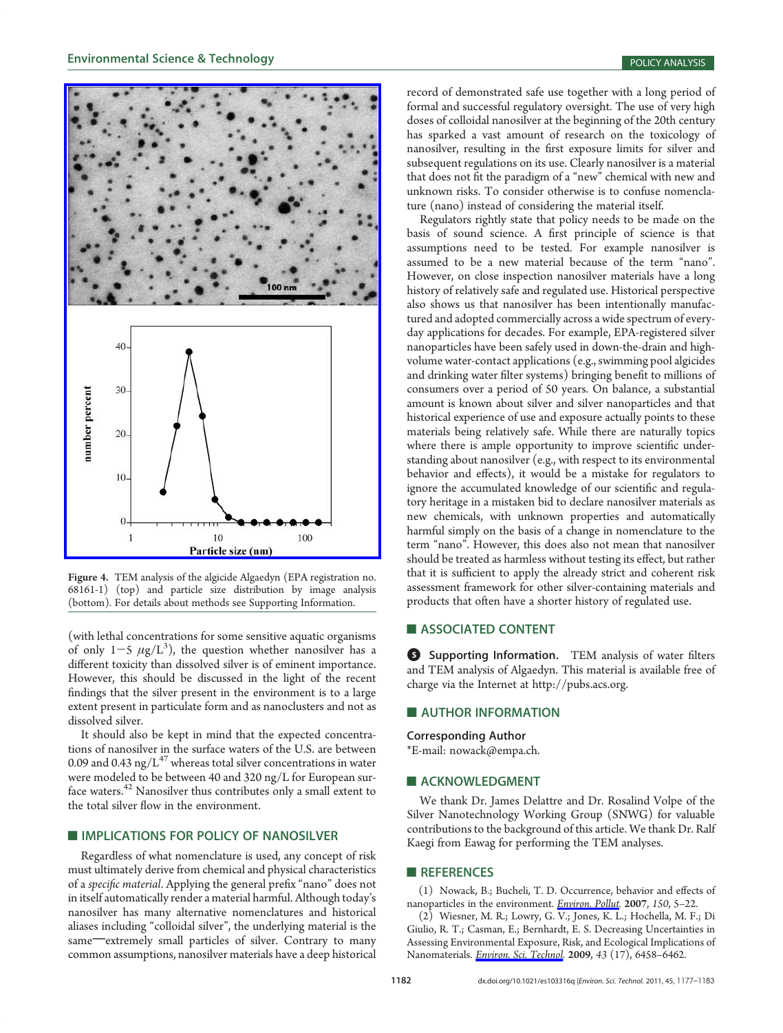100 nm

number percent

40

30

20

10

0

1

10

100

Particle size (nm)

Figure 4. TEM analysis of the algicide Algaedyn (EPA registration no. 68161-1) (top) and particle size distribution by image analysis (bottom). For details about methods see Supporting Information.

(with lethal concentrations for some sensitive aquatic organisms of only 1−5 $\mu g/L^3$), the question whether nanosilver has a different toxicity than dissolved silver is of eminent importance. However, this should be discussed in the light of the recent findings that the silver present in the environment is to a large extent present in particulate form and as nanoclusters and not as dissolved silver.

It should also be kept in mind that the expected concentrations of nanosilver in the surface waters of the U.S. are between 0.09 and 0.43 ng/L[47] whereas total silver concentrations in water were modeled to be between 40 and 320 ng/L for European surface waters.[42] Nanosilver thus contributes only a small extent to the total silver flow in the environment.

## ■ IMPLICATIONS FOR POLICY OF NANOSILVER

Regardless of what nomenclature is used, any concept of risk must ultimately derive from chemical and physical characteristics of a *specific material*. Applying the general prefix "nano" does not in itself automatically render a material harmful. Although today's nanosilver has many alternative nomenclatures and historical aliases including "colloidal silver", the underlying material is the same—extremely small particles of silver. Contrary to many common assumptions, nanosilver materials have a deep historical record of demonstrated safe use together with a long period of formal and successful regulatory oversight. The use of very high doses of colloidal nanosilver at the beginning of the 20th century has sparked a vast amount of research on the toxicology of nanosilver, resulting in the first exposure limits for silver and subsequent regulations on its use. Clearly nanosilver is a material that does not fit the paradigm of a "new" chemical with new and unknown risks. To consider otherwise is to confuse nomenclature (nano) instead of considering the material itself.

Regulators rightly state that policy needs to be made on the basis of sound science. A first principle of science is that assumptions need to be tested. For example nanosilver is assumed to be a new material because of the term "nano". However, on close inspection nanosilver materials have a long history of relatively safe and regulated use. Historical perspective also shows us that nanosilver has been intentionally manufactured and adopted commercially across a wide spectrum of everyday applications for decades. For example, EPA-registered silver nanoparticles have been safely used in down-the-drain and high-volume water-contact applications (e.g., swimming pool algicides and drinking water filter systems) bringing benefit to millions of consumers over a period of 50 years. On balance, a substantial amount is known about silver and silver nanoparticles and that historical experience of use and exposure actually points to these materials being relatively safe. While there are naturally topics where there is ample opportunity to improve scientific understanding about nanosilver (e.g., with respect to its environmental behavior and effects), it would be a mistake for regulators to ignore the accumulated knowledge of our scientific and regulatory heritage in a mistaken bid to declare nanosilver materials as new chemicals, with unknown properties and automatically harmful simply on the basis of a change in nomenclature to the term "nano". However, this does also not mean that nanosilver should be treated as harmless without testing its effect, but rather that it is sufficient to apply the already strict and coherent risk assessment framework for other silver-containing materials and products that often have a shorter history of regulated use.

## ■ ASSOCIATED CONTENT

**Supporting Information.** TEM analysis of water filters and TEM analysis of Algaedyn. This material is available free of charge via the Internet at http://pubs.acs.org.

## ■ AUTHOR INFORMATION

### Corresponding Author

*E-mail: nowack@empa.ch.

## ■ ACKNOWLEDGMENT

We thank Dr. James Delattre and Dr. Rosalind Volpe of the Silver Nanotechnology Working Group (SNWG) for valuable contributions to the background of this article. We thank Dr. Ralf Kaegi from Eawag for performing the TEM analyses.

## ■ REFERENCES

(1) Nowack, B.; Bucheli, T. D. Occurrence, behavior and effects of nanoparticles in the environment. *Environ. Pollut.* **2007**, *150*, 5–22.

(2) Wiesner, M. R.; Lowry, G. V.; Jones, K. L.; Hochella, M. F.; Di Giulio, R. T.; Casman, E.; Bernhardt, E. S. Decreasing Uncertainties in Assessing Environmental Exposure, Risk, and Ecological Implications of Nanomaterials. *Environ. Sci. Technol.* **2009**, *43* (17), 6458–6462.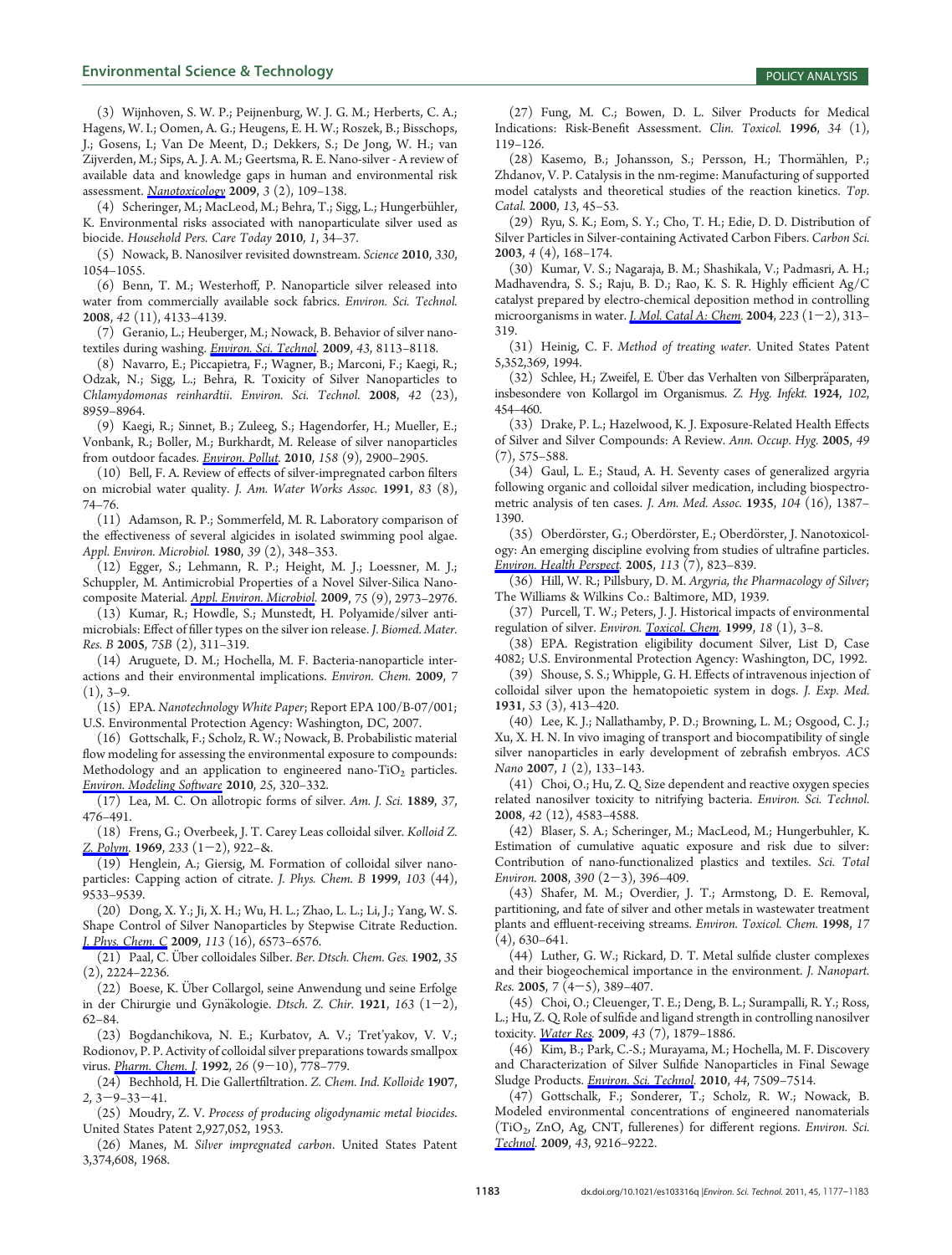(3) Wijnhoven, S. W. P.; Peijnenburg, W. J. G. M.; Herberts, C. A.; Hagens, W. I.; Oomen, A. G.; Heugens, E. H. W.; Roszek, B.; Bisschops, J.; Gosens, I.; Van De Meent, D.; Dekkers, S.; De Jong, W. H.; van Zijverden, M.; Sips, A. J. A. M.; Geertsma, R. E. Nano-silver - A review of available data and knowledge gaps in human and environmental risk assessment. *Nanotoxicology* **2009**, *3* (2), 109–138.

(4) Scheringer, M.; MacLeod, M.; Behra, T.; Sigg, L.; Hungerbühler, K. Environmental risks associated with nanoparticulate silver used as biocide. *Household Pers. Care Today* **2010**, *1*, 34–37.

(5) Nowack, B. Nanosilver revisited downstream. *Science* **2010**, *330*, 1054–1055.

(6) Benn, T. M.; Westerhoff, P. Nanoparticle silver released into water from commercially available sock fabrics. *Environ. Sci. Technol.* **2008**, *42* (11), 4133–4139.

(7) Geranio, L.; Heuberger, M.; Nowack, B. Behavior of silver nanotextiles during washing. *Environ. Sci. Technol.* **2009**, *43*, 8113–8118.

(8) Navarro, E.; Piccapietra, F.; Wagner, B.; Marconi, F.; Kaegi, R.; Odzak, N.; Sigg, L.; Behra, R. Toxicity of Silver Nanoparticles to *Chlamydomonas reinhardtii*. *Environ. Sci. Technol.* **2008**, *42* (23), 8959–8964.

(9) Kaegi, R.; Sinnet, B.; Zuleeg, S.; Hagendorfer, H.; Mueller, E.; Vonbank, R.; Boller, M.; Burkhardt, M. Release of silver nanoparticles from outdoor facades. *Environ. Pollut.* **2010**, *158* (9), 2900–2905.

(10) Bell, F. A. Review of effects of silver-impregnated carbon filters on microbial water quality. *J. Am. Water Works Assoc.* **1991**, *83* (8), 74–76.

(11) Adamson, R. P.; Sommerfeld, M. R. Laboratory comparison of the effectiveness of several algicides in isolated swimming pool algae. *Appl. Environ. Microbiol.* **1980**, *39* (2), 348–353.

(12) Egger, S.; Lehmann, R. P.; Height, M. J.; Loessner, M. J.; Schuppler, M. Antimicrobial Properties of a Novel Silver-Silica Nanocomposite Material. *Appl. Environ. Microbiol.* **2009**, *75* (9), 2973–2976.

(13) Kumar, R.; Howdle, S.; Munstedt, H. Polyamide/silver antimicrobials: Effect of filler types on the silver ion release. *J. Biomed. Mater. Res. B* **2005**, *75B* (2), 311–319.

(14) Aruguete, D. M.; Hochella, M. F. Bacteria-nanoparticle interactions and their environmental implications. *Environ. Chem.* **2009**, *7* (1), 3–9.

(15) EPA. *Nanotechnology White Paper*; Report EPA 100/B-07/001; U.S. Environmental Protection Agency: Washington, DC, 2007.

(16) Gottschalk, F.; Scholz, R. W.; Nowack, B. Probabilistic material flow modeling for assessing the environmental exposure to compounds: Methodology and an application to engineered nano-$TiO_2$ particles. *Environ. Modeling Software* **2010**, *25*, 320–332.

(17) Lea, M. C. On allotropic forms of silver. *Am. J. Sci.* **1889**, *37*, 476–491.

(18) Frens, G.; Overbeek, J. T. Carey Leas colloidal silver. *Kolloid Z. Z. Polym.* **1969**, *233* (1−2), 922–&.

(19) Henglein, A.; Giersig, M. Formation of colloidal silver nanoparticles: Capping action of citrate. *J. Phys. Chem. B* **1999**, *103* (44), 9533–9539.

(20) Dong, X. Y.; Ji, X. H.; Wu, H. L.; Zhao, L. L.; Li, J.; Yang, W. S. Shape Control of Silver Nanoparticles by Stepwise Citrate Reduction. *J. Phys. Chem. C* **2009**, *113* (16), 6573–6576.

(21) Paal, C. Über colloidales Silber. *Ber. Dtsch. Chem. Ges.* **1902**, *35* (2), 2224–2236.

(22) Boese, K. Über Collargol, seine Anwendung und seine Erfolge in der Chirurgie und Gynäkologie. *Dtsch. Z. Chir.* **1921**, *163* (1−2), 62–84.

(23) Bogdanchikova, N. E.; Kurbatov, A. V.; Tret'yakov, V. V.; Rodionov, P. P. Activity of colloidal silver preparations towards smallpox virus. *Pharm. Chem. J.* **1992**, *26* (9−10), 778–779.

(24) Bechhold, H. Die Gallertfiltration. *Z. Chem. Ind. Kolloide* **1907**, *2*, 3−9−33−41.

(25) Moudry, Z. V. *Process of producing oligodynamic metal biocides*. United States Patent 2,927,052, 1953.

(26) Manes, M. *Silver impregnated carbon*. United States Patent 3,374,608, 1968.

(27) Fung, M. C.; Bowen, D. L. Silver Products for Medical Indications: Risk-Benefit Assessment. *Clin. Toxicol.* **1996**, *34* (1), 119–126.

(28) Kasemo, B.; Johansson, S.; Persson, H.; Thormählen, P.; Zhdanov, V. P. Catalysis in the nm-regime: Manufacturing of supported model catalysts and theoretical studies of the reaction kinetics. *Top. Catal.* **2000**, *13*, 45–53.

(29) Ryu, S. K.; Eom, S. Y.; Cho, T. H.; Edie, D. D. Distribution of Silver Particles in Silver-containing Activated Carbon Fibers. *Carbon Sci.* **2003**, *4* (4), 168–174.

(30) Kumar, V. S.; Nagaraja, B. M.; Shashikala, V.; Padmasri, A. H.; Madhavendra, S. S.; Raju, B. D.; Rao, K. S. R. Highly efficient Ag/C catalyst prepared by electro-chemical deposition method in controlling microorganisms in water. *J. Mol. Catal A: Chem.* **2004**, *223* (1−2), 313–319.

(31) Heinig, C. F. *Method of treating water*. United States Patent 5,352,369, 1994.

(32) Schlee, H.; Zweifel, E. Über das Verhalten von Silberpräparaten, insbesondere von Kollargol im Organismus. *Z. Hyg. Infekt.* **1924**, *102*, 454–460.

(33) Drake, P. L.; Hazelwood, K. J. Exposure-Related Health Effects of Silver and Silver Compounds: A Review. *Ann. Occup. Hyg.* **2005**, *49* (7), 575–588.

(34) Gaul, L. E.; Staud, A. H. Seventy cases of generalized argyria following organic and colloidal silver medication, including biospectrometric analysis of ten cases. *J. Am. Med. Assoc.* **1935**, *104* (16), 1387–1390.

(35) Oberdörster, G.; Oberdörster, E.; Oberdörster, J. Nanotoxicology: An emerging discipline evolving from studies of ultrafine particles. *Environ. Health Perspect.* **2005**, *113* (7), 823–839.

(36) Hill, W. R.; Pillsbury, D. M. *Argyria, the Pharmacology of Silver*; The Williams & Wilkins Co.: Baltimore, MD, 1939.

(37) Purcell, T. W.; Peters, J. J. Historical impacts of environmental regulation of silver. *Environ. Toxicol. Chem.* **1999**, *18* (1), 3–8.

(38) EPA. Registration eligibility document Silver, List D, Case 4082; U.S. Environmental Protection Agency: Washington, DC, 1992.

(39) Shouse, S. S.; Whipple, G. H. Effects of intravenous injection of colloidal silver upon the hematopoietic system in dogs. *J. Exp. Med.* **1931**, *53* (3), 413–420.

(40) Lee, K. J.; Nallathamby, P. D.; Browning, L. M.; Osgood, C. J.; Xu, X. H. N. In vivo imaging of transport and biocompatibility of single silver nanoparticles in early development of zebrafish embryos. *ACS Nano* **2007**, *1* (2), 133–143.

(41) Choi, O.; Hu, Z. Q. Size dependent and reactive oxygen species related nanosilver toxicity to nitrifying bacteria. *Environ. Sci. Technol.* **2008**, *42* (12), 4583–4588.

(42) Blaser, S. A.; Scheringer, M.; MacLeod, M.; Hungerbuhler, K. Estimation of cumulative aquatic exposure and risk due to silver: Contribution of nano-functionalized plastics and textiles. *Sci. Total Environ.* **2008**, *390* (2−3), 396–409.

(43) Shafer, M. M.; Overdier, J. T.; Armstong, D. E. Removal, partitioning, and fate of silver and other metals in wastewater treatment plants and effluent-receiving streams. *Environ. Toxicol. Chem.* **1998**, *17* (4), 630–641.

(44) Luther, G. W.; Rickard, D. T. Metal sulfide cluster complexes and their biogeochemical importance in the environment. *J. Nanopart. Res.* **2005**, *7* (4−5), 389–407.

(45) Choi, O.; Cleuenger, T. E.; Deng, B. L.; Surampalli, R. Y.; Ross, L.; Hu, Z. Q. Role of sulfide and ligand strength in controlling nanosilver toxicity. *Water Res.* **2009**, *43* (7), 1879–1886.

(46) Kim, B.; Park, C.-S.; Murayama, M.; Hochella, M. F. Discovery and Characterization of Silver Sulfide Nanoparticles in Final Sewage Sludge Products. *Environ. Sci. Technol.* **2010**, *44*, 7509–7514.

(47) Gottschalk, F.; Sonderer, T.; Scholz, R. W.; Nowack, B. Modeled environmental concentrations of engineered nanomaterials ($TiO_2$, ZnO, Ag, CNT, fullerenes) for different regions. *Environ. Sci. Technol.* **2009**, *43*, 9216–9222.